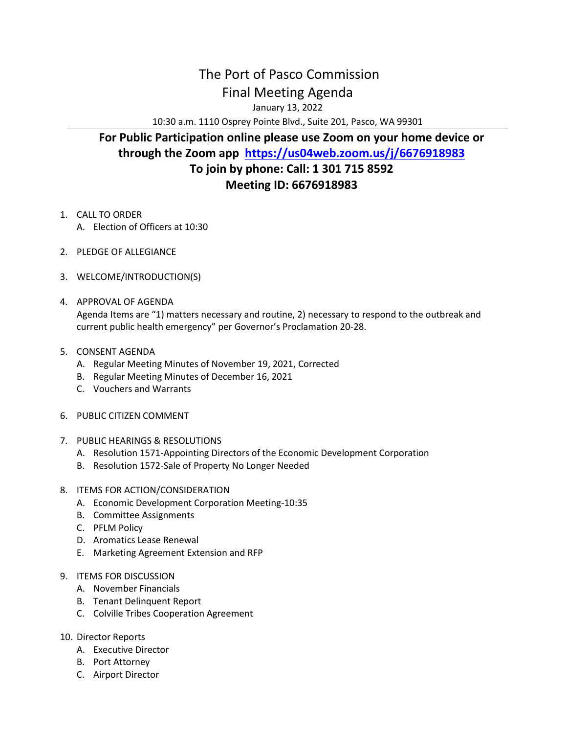# The Port of Pasco Commission

## Final Meeting Agenda

January 13, 2022

10:30 a.m. 1110 Osprey Pointe Blvd., Suite 201, Pasco, WA 99301

---

**For Public Participation online please use Zoom on your home device or through the Zoom app [https://us04web.zoom.us/j/6676918983](https://us04web.zoom.us/j/6676918983)**

**To join by phone: Call: 1 301 715 8592**

**Meeting ID: 6676918983**

1. CALL TO ORDER
   A. Election of Officers at 10:30

2. PLEDGE OF ALLEGIANCE

3. WELCOME/INTRODUCTION(S)

4. APPROVAL OF AGENDA
   Agenda Items are "1) matters necessary and routine, 2) necessary to respond to the outbreak and current public health emergency" per Governor's Proclamation 20-28.

5. CONSENT AGENDA
   A. Regular Meeting Minutes of November 19, 2021, Corrected
   B. Regular Meeting Minutes of December 16, 2021
   C. Vouchers and Warrants

6. PUBLIC CITIZEN COMMENT

7. PUBLIC HEARINGS & RESOLUTIONS
   A. Resolution 1571-Appointing Directors of the Economic Development Corporation
   B. Resolution 1572-Sale of Property No Longer Needed

8. ITEMS FOR ACTION/CONSIDERATION
   A. Economic Development Corporation Meeting-10:35
   B. Committee Assignments
   C. PFLM Policy
   D. Aromatics Lease Renewal
   E. Marketing Agreement Extension and RFP

9. ITEMS FOR DISCUSSION
   A. November Financials
   B. Tenant Delinquent Report
   C. Colville Tribes Cooperation Agreement

10. Director Reports
    A. Executive Director
    B. Port Attorney
    C. Airport Director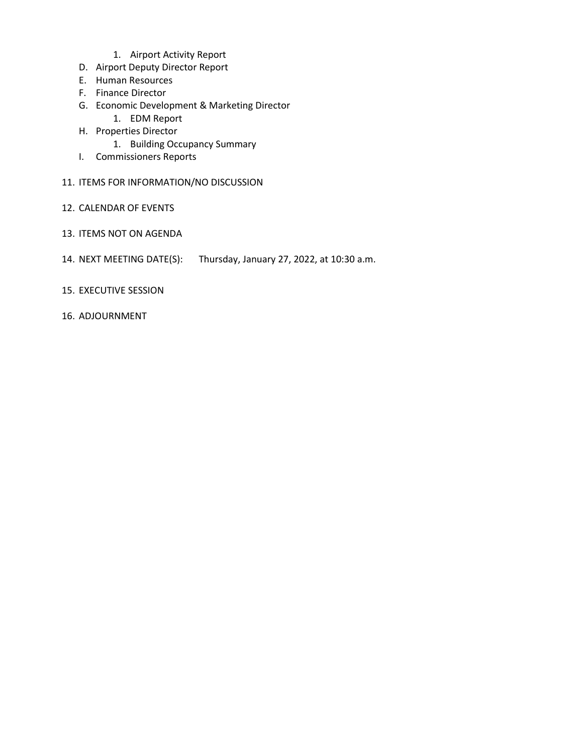1. Airport Activity Report

D. Airport Deputy Director Report

E. Human Resources

F. Finance Director

G. Economic Development & Marketing Director

   1. EDM Report

H. Properties Director

   1. Building Occupancy Summary

I. Commissioners Reports

11. ITEMS FOR INFORMATION/NO DISCUSSION

12. CALENDAR OF EVENTS

13. ITEMS NOT ON AGENDA

14. NEXT MEETING DATE(S): Thursday, January 27, 2022, at 10:30 a.m.

15. EXECUTIVE SESSION

16. ADJOURNMENT